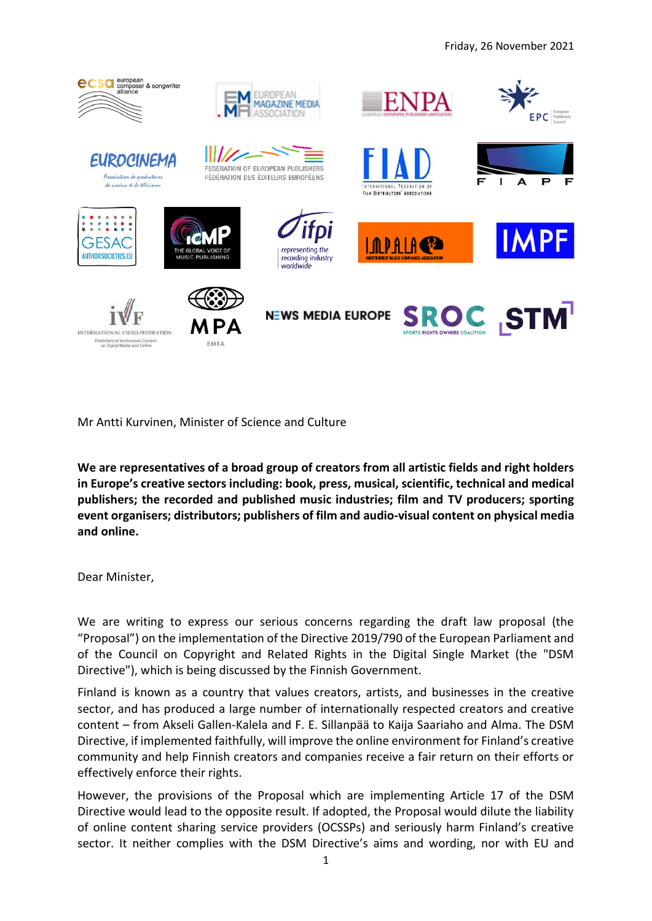Friday, 26 November 2021

Mr Antti Kurvinen, Minister of Science and Culture

**We are representatives of a broad group of creators from all artistic fields and right holders in Europe's creative sectors including: book, press, musical, scientific, technical and medical publishers; the recorded and published music industries; film and TV producers; sporting event organisers; distributors; publishers of film and audio-visual content on physical media and online.**

Dear Minister,

We are writing to express our serious concerns regarding the draft law proposal (the "Proposal") on the implementation of the Directive 2019/790 of the European Parliament and of the Council on Copyright and Related Rights in the Digital Single Market (the "DSM Directive"), which is being discussed by the Finnish Government.

Finland is known as a country that values creators, artists, and businesses in the creative sector, and has produced a large number of internationally respected creators and creative content – from Akseli Gallen-Kalela and F. E. Sillanpää to Kaija Saariaho and Alma. The DSM Directive, if implemented faithfully, will improve the online environment for Finland's creative community and help Finnish creators and companies receive a fair return on their efforts or effectively enforce their rights.

However, the provisions of the Proposal which are implementing Article 17 of the DSM Directive would lead to the opposite result. If adopted, the Proposal would dilute the liability of online content sharing service providers (OCSSPs) and seriously harm Finland's creative sector. It neither complies with the DSM Directive's aims and wording, nor with EU and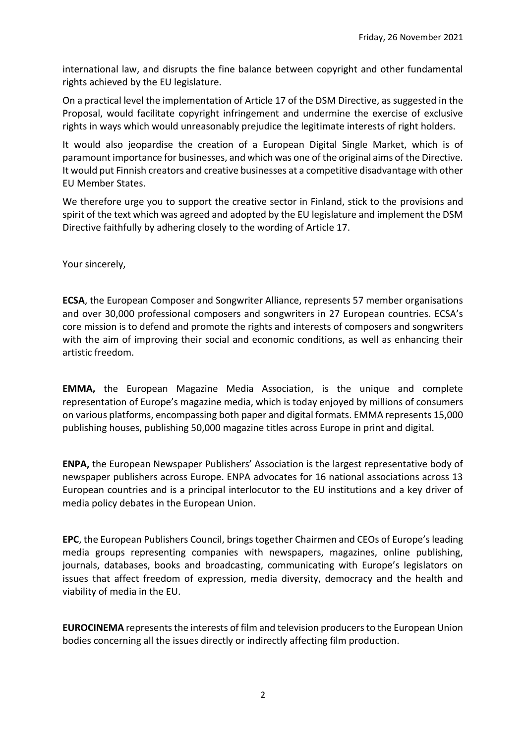Friday, 26 November 2021

international law, and disrupts the fine balance between copyright and other fundamental rights achieved by the EU legislature.

On a practical level the implementation of Article 17 of the DSM Directive, as suggested in the Proposal, would facilitate copyright infringement and undermine the exercise of exclusive rights in ways which would unreasonably prejudice the legitimate interests of right holders.

It would also jeopardise the creation of a European Digital Single Market, which is of paramount importance for businesses, and which was one of the original aims of the Directive. It would put Finnish creators and creative businesses at a competitive disadvantage with other EU Member States.

We therefore urge you to support the creative sector in Finland, stick to the provisions and spirit of the text which was agreed and adopted by the EU legislature and implement the DSM Directive faithfully by adhering closely to the wording of Article 17.

Your sincerely,

**ECSA**, the European Composer and Songwriter Alliance, represents 57 member organisations and over 30,000 professional composers and songwriters in 27 European countries. ECSA's core mission is to defend and promote the rights and interests of composers and songwriters with the aim of improving their social and economic conditions, as well as enhancing their artistic freedom.

**EMMA,** the European Magazine Media Association, is the unique and complete representation of Europe's magazine media, which is today enjoyed by millions of consumers on various platforms, encompassing both paper and digital formats. EMMA represents 15,000 publishing houses, publishing 50,000 magazine titles across Europe in print and digital.

**ENPA,** the European Newspaper Publishers' Association is the largest representative body of newspaper publishers across Europe. ENPA advocates for 16 national associations across 13 European countries and is a principal interlocutor to the EU institutions and a key driver of media policy debates in the European Union.

**EPC**, the European Publishers Council, brings together Chairmen and CEOs of Europe's leading media groups representing companies with newspapers, magazines, online publishing, journals, databases, books and broadcasting, communicating with Europe's legislators on issues that affect freedom of expression, media diversity, democracy and the health and viability of media in the EU.

**EUROCINEMA** represents the interests of film and television producers to the European Union bodies concerning all the issues directly or indirectly affecting film production.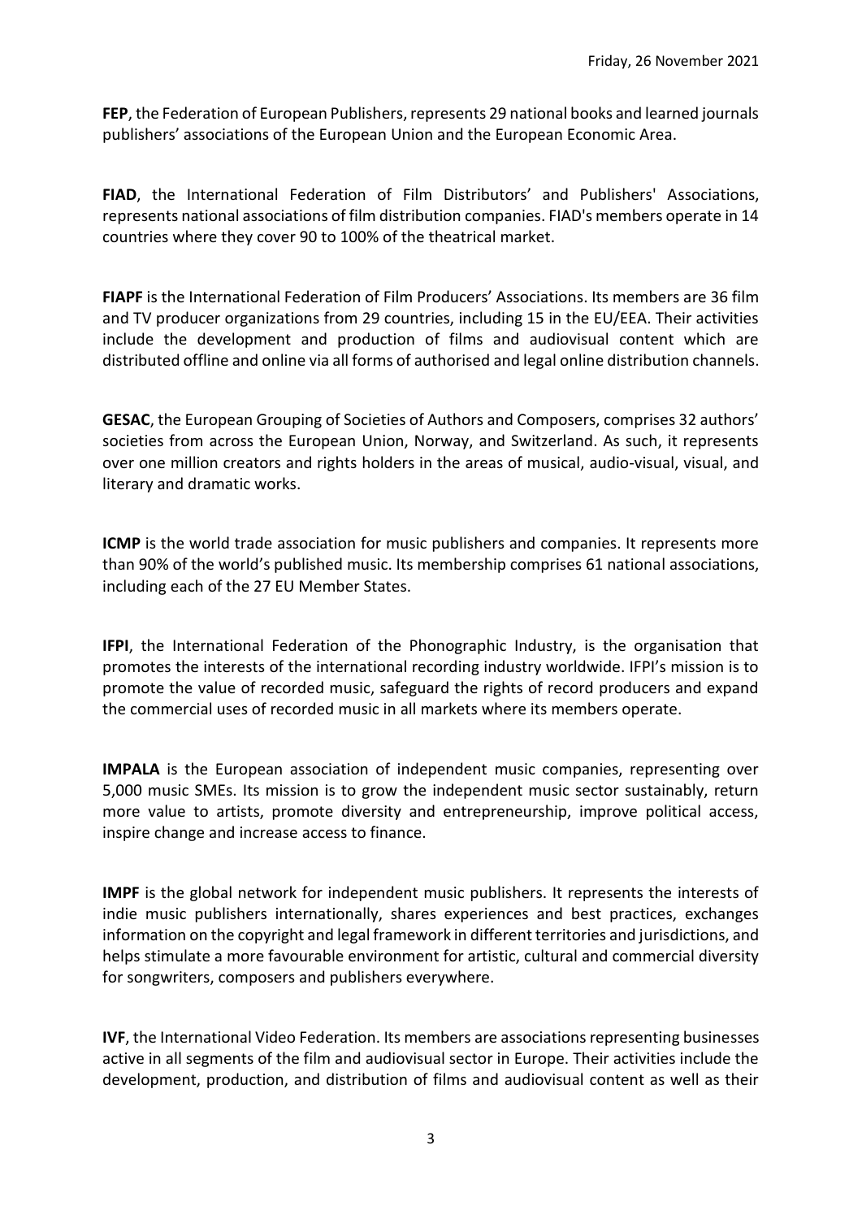Friday, 26 November 2021

**FEP**, the Federation of European Publishers, represents 29 national books and learned journals publishers' associations of the European Union and the European Economic Area.

**FIAD**, the International Federation of Film Distributors' and Publishers' Associations, represents national associations of film distribution companies. FIAD's members operate in 14 countries where they cover 90 to 100% of the theatrical market.

**FIAPF** is the International Federation of Film Producers' Associations. Its members are 36 film and TV producer organizations from 29 countries, including 15 in the EU/EEA. Their activities include the development and production of films and audiovisual content which are distributed offline and online via all forms of authorised and legal online distribution channels.

**GESAC**, the European Grouping of Societies of Authors and Composers, comprises 32 authors' societies from across the European Union, Norway, and Switzerland. As such, it represents over one million creators and rights holders in the areas of musical, audio-visual, visual, and literary and dramatic works.

**ICMP** is the world trade association for music publishers and companies. It represents more than 90% of the world's published music. Its membership comprises 61 national associations, including each of the 27 EU Member States.

**IFPI**, the International Federation of the Phonographic Industry, is the organisation that promotes the interests of the international recording industry worldwide. IFPI's mission is to promote the value of recorded music, safeguard the rights of record producers and expand the commercial uses of recorded music in all markets where its members operate.

**IMPALA** is the European association of independent music companies, representing over 5,000 music SMEs. Its mission is to grow the independent music sector sustainably, return more value to artists, promote diversity and entrepreneurship, improve political access, inspire change and increase access to finance.

**IMPF** is the global network for independent music publishers. It represents the interests of indie music publishers internationally, shares experiences and best practices, exchanges information on the copyright and legal framework in different territories and jurisdictions, and helps stimulate a more favourable environment for artistic, cultural and commercial diversity for songwriters, composers and publishers everywhere.

**IVF**, the International Video Federation. Its members are associations representing businesses active in all segments of the film and audiovisual sector in Europe. Their activities include the development, production, and distribution of films and audiovisual content as well as their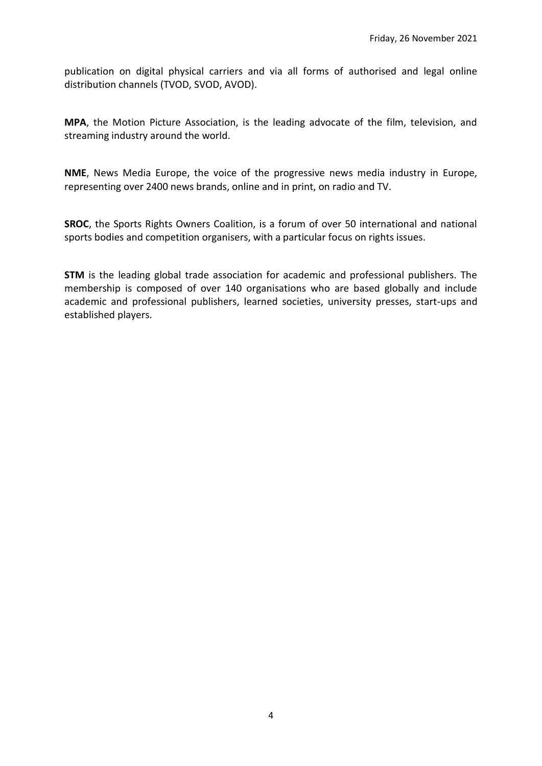publication on digital physical carriers and via all forms of authorised and legal online distribution channels (TVOD, SVOD, AVOD).

**MPA**, the Motion Picture Association, is the leading advocate of the film, television, and streaming industry around the world.

**NME**, News Media Europe, the voice of the progressive news media industry in Europe, representing over 2400 news brands, online and in print, on radio and TV.

**SROC**, the Sports Rights Owners Coalition, is a forum of over 50 international and national sports bodies and competition organisers, with a particular focus on rights issues.

**STM** is the leading global trade association for academic and professional publishers. The membership is composed of over 140 organisations who are based globally and include academic and professional publishers, learned societies, university presses, start-ups and established players.